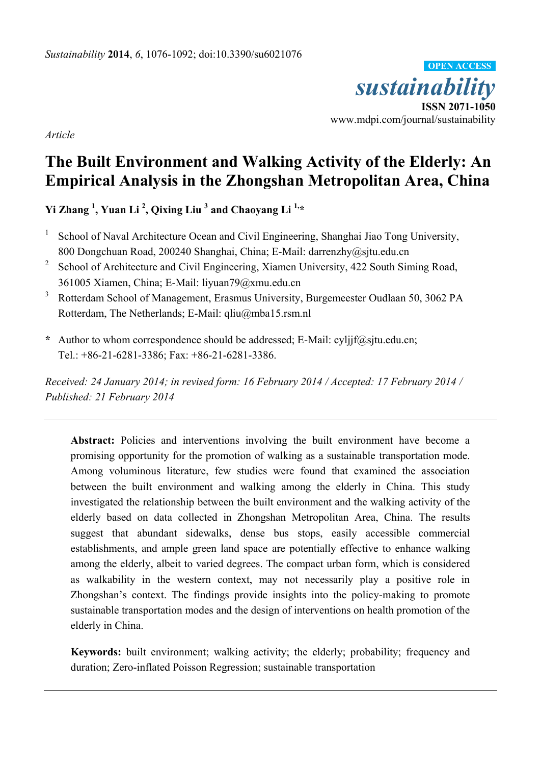*Article*

# The Built Environment and Walking Activity of the Elderly: An Empirical Analysis in the Zhongshan Metropolitan Area, China

**Yi Zhang [1], Yuan Li [2], Qixing Liu [3] and Chaoyang Li [1,]\***

[1] School of Naval Architecture Ocean and Civil Engineering, Shanghai Jiao Tong University, 800 Dongchuan Road, 200240 Shanghai, China; E-Mail: darrenzhy@sjtu.edu.cn

[2] School of Architecture and Civil Engineering, Xiamen University, 422 South Siming Road, 361005 Xiamen, China; E-Mail: liyuan79@xmu.edu.cn

[3] Rotterdam School of Management, Erasmus University, Burgemeester Oudlaan 50, 3062 PA Rotterdam, The Netherlands; E-Mail: qliu@mba15.rsm.nl

**\*** Author to whom correspondence should be addressed; E-Mail: cyljjf@sjtu.edu.cn; Tel.: +86-21-6281-3386; Fax: +86-21-6281-3386.

*Received: 24 January 2014; in revised form: 16 February 2014 / Accepted: 17 February 2014 / Published: 21 February 2014*

---

**Abstract:** Policies and interventions involving the built environment have become a promising opportunity for the promotion of walking as a sustainable transportation mode. Among voluminous literature, few studies were found that examined the association between the built environment and walking among the elderly in China. This study investigated the relationship between the built environment and the walking activity of the elderly based on data collected in Zhongshan Metropolitan Area, China. The results suggest that abundant sidewalks, dense bus stops, easily accessible commercial establishments, and ample green land space are potentially effective to enhance walking among the elderly, albeit to varied degrees. The compact urban form, which is considered as walkability in the western context, may not necessarily play a positive role in Zhongshan's context. The findings provide insights into the policy-making to promote sustainable transportation modes and the design of interventions on health promotion of the elderly in China.

**Keywords:** built environment; walking activity; the elderly; probability; frequency and duration; Zero-inflated Poisson Regression; sustainable transportation

---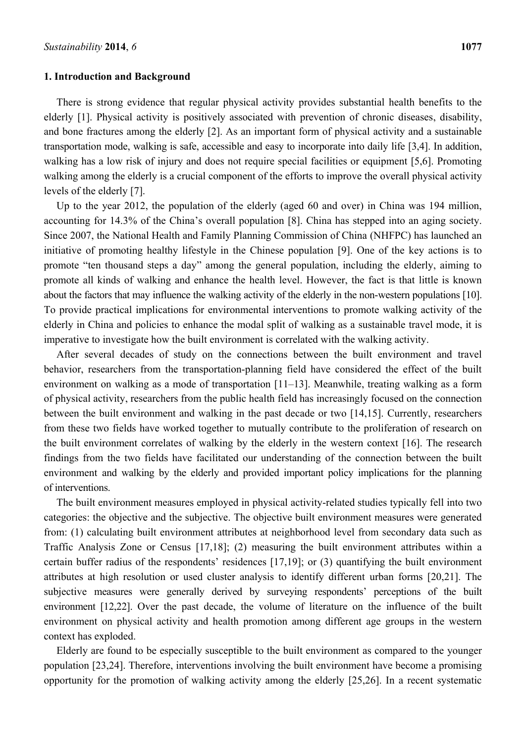## 1. Introduction and Background

There is strong evidence that regular physical activity provides substantial health benefits to the elderly [1]. Physical activity is positively associated with prevention of chronic diseases, disability, and bone fractures among the elderly [2]. As an important form of physical activity and a sustainable transportation mode, walking is safe, accessible and easy to incorporate into daily life [3,4]. In addition, walking has a low risk of injury and does not require special facilities or equipment [5,6]. Promoting walking among the elderly is a crucial component of the efforts to improve the overall physical activity levels of the elderly [7].

Up to the year 2012, the population of the elderly (aged 60 and over) in China was 194 million, accounting for 14.3% of the China's overall population [8]. China has stepped into an aging society. Since 2007, the National Health and Family Planning Commission of China (NHFPC) has launched an initiative of promoting healthy lifestyle in the Chinese population [9]. One of the key actions is to promote "ten thousand steps a day" among the general population, including the elderly, aiming to promote all kinds of walking and enhance the health level. However, the fact is that little is known about the factors that may influence the walking activity of the elderly in the non-western populations [10]. To provide practical implications for environmental interventions to promote walking activity of the elderly in China and policies to enhance the modal split of walking as a sustainable travel mode, it is imperative to investigate how the built environment is correlated with the walking activity.

After several decades of study on the connections between the built environment and travel behavior, researchers from the transportation-planning field have considered the effect of the built environment on walking as a mode of transportation [11–13]. Meanwhile, treating walking as a form of physical activity, researchers from the public health field has increasingly focused on the connection between the built environment and walking in the past decade or two [14,15]. Currently, researchers from these two fields have worked together to mutually contribute to the proliferation of research on the built environment correlates of walking by the elderly in the western context [16]. The research findings from the two fields have facilitated our understanding of the connection between the built environment and walking by the elderly and provided important policy implications for the planning of interventions.

The built environment measures employed in physical activity-related studies typically fell into two categories: the objective and the subjective. The objective built environment measures were generated from: (1) calculating built environment attributes at neighborhood level from secondary data such as Traffic Analysis Zone or Census [17,18]; (2) measuring the built environment attributes within a certain buffer radius of the respondents' residences [17,19]; or (3) quantifying the built environment attributes at high resolution or used cluster analysis to identify different urban forms [20,21]. The subjective measures were generally derived by surveying respondents' perceptions of the built environment [12,22]. Over the past decade, the volume of literature on the influence of the built environment on physical activity and health promotion among different age groups in the western context has exploded.

Elderly are found to be especially susceptible to the built environment as compared to the younger population [23,24]. Therefore, interventions involving the built environment have become a promising opportunity for the promotion of walking activity among the elderly [25,26]. In a recent systematic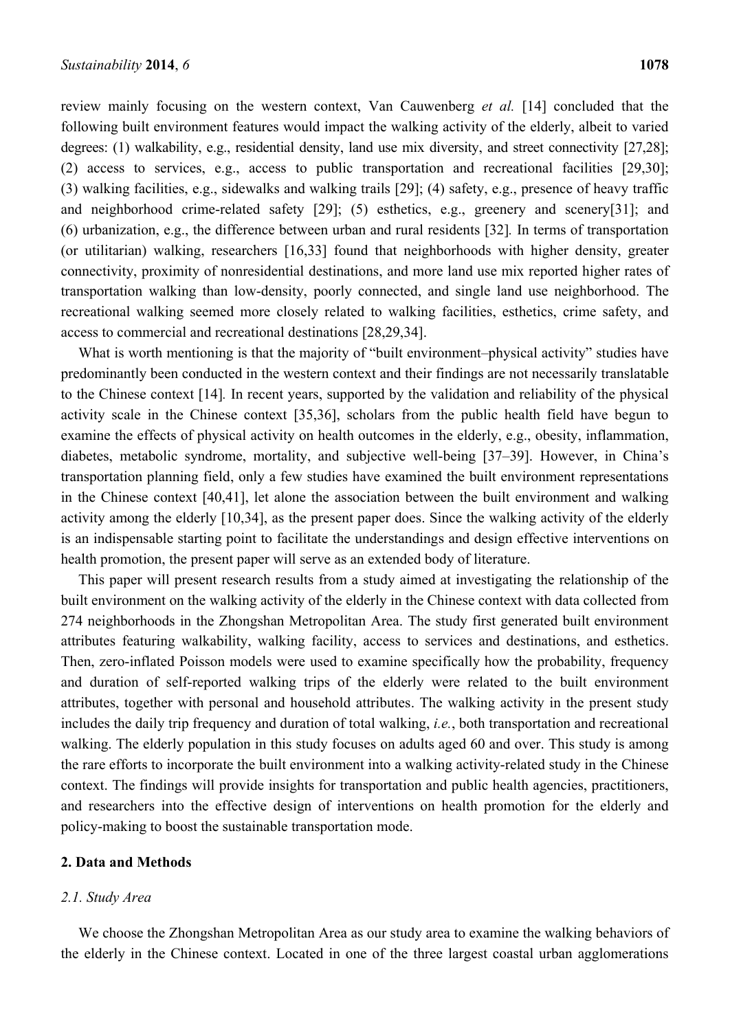review mainly focusing on the western context, Van Cauwenberg *et al.* [14] concluded that the following built environment features would impact the walking activity of the elderly, albeit to varied degrees: (1) walkability, e.g., residential density, land use mix diversity, and street connectivity [27,28]; (2) access to services, e.g., access to public transportation and recreational facilities [29,30]; (3) walking facilities, e.g., sidewalks and walking trails [29]; (4) safety, e.g., presence of heavy traffic and neighborhood crime-related safety [29]; (5) esthetics, e.g., greenery and scenery[31]; and (6) urbanization, e.g., the difference between urban and rural residents [32]. In terms of transportation (or utilitarian) walking, researchers [16,33] found that neighborhoods with higher density, greater connectivity, proximity of nonresidential destinations, and more land use mix reported higher rates of transportation walking than low-density, poorly connected, and single land use neighborhood. The recreational walking seemed more closely related to walking facilities, esthetics, crime safety, and access to commercial and recreational destinations [28,29,34].

What is worth mentioning is that the majority of "built environment–physical activity" studies have predominantly been conducted in the western context and their findings are not necessarily translatable to the Chinese context [14]. In recent years, supported by the validation and reliability of the physical activity scale in the Chinese context [35,36], scholars from the public health field have begun to examine the effects of physical activity on health outcomes in the elderly, e.g., obesity, inflammation, diabetes, metabolic syndrome, mortality, and subjective well-being [37–39]. However, in China's transportation planning field, only a few studies have examined the built environment representations in the Chinese context [40,41], let alone the association between the built environment and walking activity among the elderly [10,34], as the present paper does. Since the walking activity of the elderly is an indispensable starting point to facilitate the understandings and design effective interventions on health promotion, the present paper will serve as an extended body of literature.

This paper will present research results from a study aimed at investigating the relationship of the built environment on the walking activity of the elderly in the Chinese context with data collected from 274 neighborhoods in the Zhongshan Metropolitan Area. The study first generated built environment attributes featuring walkability, walking facility, access to services and destinations, and esthetics. Then, zero-inflated Poisson models were used to examine specifically how the probability, frequency and duration of self-reported walking trips of the elderly were related to the built environment attributes, together with personal and household attributes. The walking activity in the present study includes the daily trip frequency and duration of total walking, *i.e.*, both transportation and recreational walking. The elderly population in this study focuses on adults aged 60 and over. This study is among the rare efforts to incorporate the built environment into a walking activity-related study in the Chinese context. The findings will provide insights for transportation and public health agencies, practitioners, and researchers into the effective design of interventions on health promotion for the elderly and policy-making to boost the sustainable transportation mode.

## 2. Data and Methods

### *2.1. Study Area*

We choose the Zhongshan Metropolitan Area as our study area to examine the walking behaviors of the elderly in the Chinese context. Located in one of the three largest coastal urban agglomerations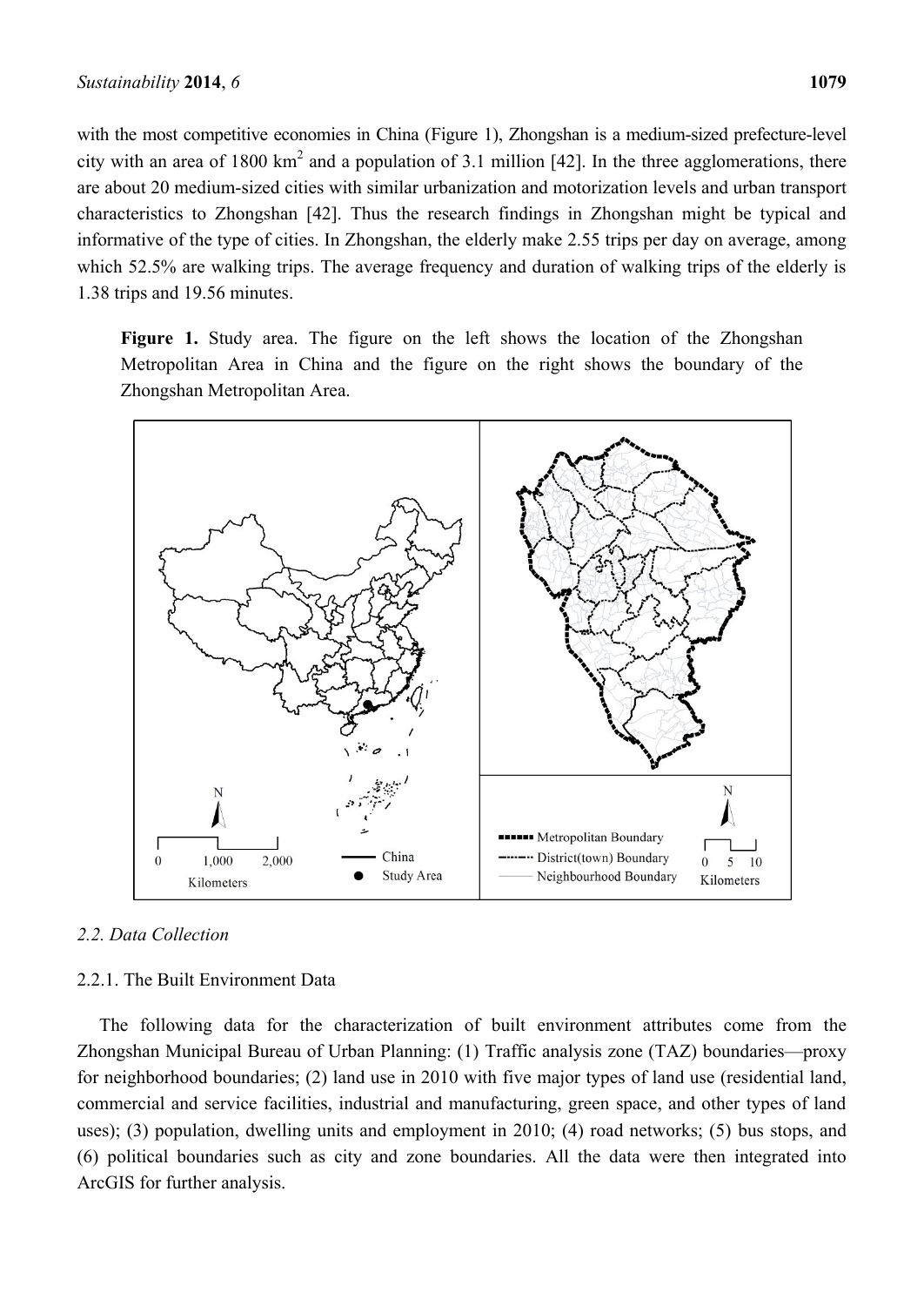with the most competitive economies in China (Figure 1), Zhongshan is a medium-sized prefecture-level city with an area of 1800 $km^2$ and a population of 3.1 million [42]. In the three agglomerations, there are about 20 medium-sized cities with similar urbanization and motorization levels and urban transport characteristics to Zhongshan [42]. Thus the research findings in Zhongshan might be typical and informative of the type of cities. In Zhongshan, the elderly make 2.55 trips per day on average, among which 52.5% are walking trips. The average frequency and duration of walking trips of the elderly is 1.38 trips and 19.56 minutes.

**Figure 1.** Study area. The figure on the left shows the location of the Zhongshan Metropolitan Area in China and the figure on the right shows the boundary of the Zhongshan Metropolitan Area.

### 2.2. Data Collection

#### 2.2.1. The Built Environment Data

The following data for the characterization of built environment attributes come from the Zhongshan Municipal Bureau of Urban Planning: (1) Traffic analysis zone (TAZ) boundaries—proxy for neighborhood boundaries; (2) land use in 2010 with five major types of land use (residential land, commercial and service facilities, industrial and manufacturing, green space, and other types of land uses); (3) population, dwelling units and employment in 2010; (4) road networks; (5) bus stops, and (6) political boundaries such as city and zone boundaries. All the data were then integrated into ArcGIS for further analysis.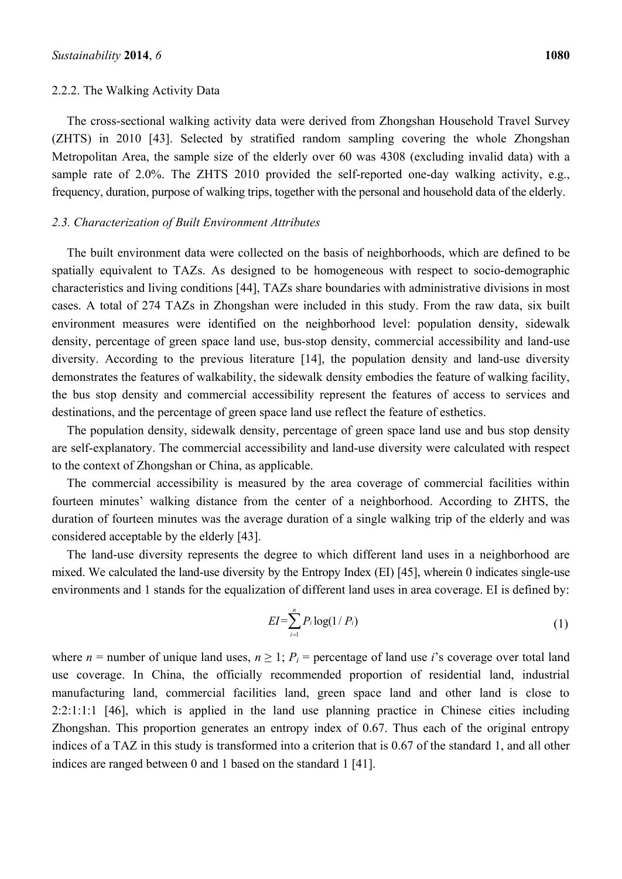#### 2.2.2. The Walking Activity Data

The cross-sectional walking activity data were derived from Zhongshan Household Travel Survey (ZHTS) in 2010 [43]. Selected by stratified random sampling covering the whole Zhongshan Metropolitan Area, the sample size of the elderly over 60 was 4308 (excluding invalid data) with a sample rate of 2.0%. The ZHTS 2010 provided the self-reported one-day walking activity, e.g., frequency, duration, purpose of walking trips, together with the personal and household data of the elderly.

### *2.3. Characterization of Built Environment Attributes*

The built environment data were collected on the basis of neighborhoods, which are defined to be spatially equivalent to TAZs. As designed to be homogeneous with respect to socio-demographic characteristics and living conditions [44], TAZs share boundaries with administrative divisions in most cases. A total of 274 TAZs in Zhongshan were included in this study. From the raw data, six built environment measures were identified on the neighborhood level: population density, sidewalk density, percentage of green space land use, bus-stop density, commercial accessibility and land-use diversity. According to the previous literature [14], the population density and land-use diversity demonstrates the features of walkability, the sidewalk density embodies the feature of walking facility, the bus stop density and commercial accessibility represent the features of access to services and destinations, and the percentage of green space land use reflect the feature of esthetics.

The population density, sidewalk density, percentage of green space land use and bus stop density are self-explanatory. The commercial accessibility and land-use diversity were calculated with respect to the context of Zhongshan or China, as applicable.

The commercial accessibility is measured by the area coverage of commercial facilities within fourteen minutes' walking distance from the center of a neighborhood. According to ZHTS, the duration of fourteen minutes was the average duration of a single walking trip of the elderly and was considered acceptable by the elderly [43].

The land-use diversity represents the degree to which different land uses in a neighborhood are mixed. We calculated the land-use diversity by the Entropy Index (EI) [45], wherein 0 indicates single-use environments and 1 stands for the equalization of different land uses in area coverage. EI is defined by:

$$EI = \sum_{i=1}^{n} P_i \log(1 / P_i) \tag{1}$$

where $n$ = number of unique land uses, $n \geq 1$; $P_i$ = percentage of land use $i$'s coverage over total land use coverage. In China, the officially recommended proportion of residential land, industrial manufacturing land, commercial facilities land, green space land and other land is close to 2:2:1:1:1 [46], which is applied in the land use planning practice in Chinese cities including Zhongshan. This proportion generates an entropy index of 0.67. Thus each of the original entropy indices of a TAZ in this study is transformed into a criterion that is 0.67 of the standard 1, and all other indices are ranged between 0 and 1 based on the standard 1 [41].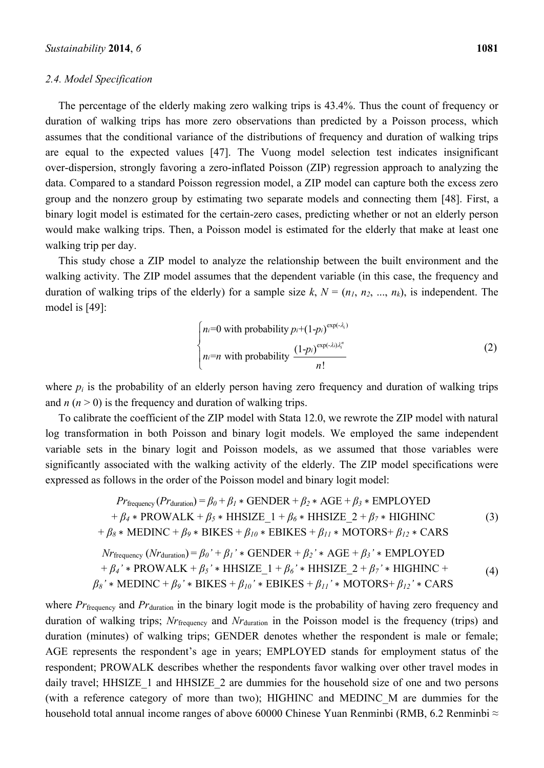### 2.4. Model Specification

The percentage of the elderly making zero walking trips is 43.4%. Thus the count of frequency or duration of walking trips has more zero observations than predicted by a Poisson process, which assumes that the conditional variance of the distributions of frequency and duration of walking trips are equal to the expected values [47]. The Vuong model selection test indicates insignificant over-dispersion, strongly favoring a zero-inflated Poisson (ZIP) regression approach to analyzing the data. Compared to a standard Poisson regression model, a ZIP model can capture both the excess zero group and the nonzero group by estimating two separate models and connecting them [48]. First, a binary logit model is estimated for the certain-zero cases, predicting whether or not an elderly person would make walking trips. Then, a Poisson model is estimated for the elderly that make at least one walking trip per day.

This study chose a ZIP model to analyze the relationship between the built environment and the walking activity. The ZIP model assumes that the dependent variable (in this case, the frequency and duration of walking trips of the elderly) for a sample size $k$, $N = (n_1, n_2, \ldots, n_k)$, is independent. The model is [49]:

$$\begin{cases} n_i\text{=0 with probability } p_i\text{+(1-}p_i\text{)}^{\exp(-\lambda_i)} \\ n_i\text{=}n\text{ with probability } \dfrac{(1\text{-}p_i)^{\exp(-\lambda_i)\lambda_i^n}}{n!} \end{cases} \tag{2}$$

where $p_i$ is the probability of an elderly person having zero frequency and duration of walking trips and $n$ ($n > 0$) is the frequency and duration of walking trips.

To calibrate the coefficient of the ZIP model with Stata 12.0, we rewrote the ZIP model with natural log transformation in both Poisson and binary logit models. We employed the same independent variable sets in the binary logit and Poisson models, as we assumed that those variables were significantly associated with the walking activity of the elderly. The ZIP model specifications were expressed as follows in the order of the Poisson model and binary logit model:

$$\begin{aligned} Pr_{\text{frequency}}\,(Pr_{\text{duration}}) = \beta_0 + \beta_1 * \text{GENDER} + \beta_2 * \text{AGE} + \beta_3 * \text{EMPLOYED} \\ + \beta_4 * \text{PROWALK} + \beta_5 * \text{HHSIZE\_1} + \beta_6 * \text{HHSIZE\_2} + \beta_7 * \text{HIGHINC} \\ + \beta_8 * \text{MEDINC} + \beta_9 * \text{BIKES} + \beta_{10} * \text{EBIKES} + \beta_{11} * \text{MOTORS} + \beta_{12} * \text{CARS} \end{aligned} \tag{3}$$

$$\begin{aligned} Nr_{\text{frequency}}\,(Nr_{\text{duration}}) = \beta_0' + \beta_1' * \text{GENDER} + \beta_2' * \text{AGE} + \beta_3' * \text{EMPLOYED} \\ + \beta_4' * \text{PROWALK} + \beta_5' * \text{HHSIZE\_1} + \beta_6' * \text{HHSIZE\_2} + \beta_7' * \text{HIGHINC} + \\ \beta_8' * \text{MEDINC} + \beta_9' * \text{BIKES} + \beta_{10}' * \text{EBIKES} + \beta_{11}' * \text{MOTORS} + \beta_{12}' * \text{CARS} \end{aligned} \tag{4}$$

where $Pr_{\text{frequency}}$ and $Pr_{\text{duration}}$ in the binary logit mode is the probability of having zero frequency and duration of walking trips; $Nr_{\text{frequency}}$ and $Nr_{\text{duration}}$ in the Poisson model is the frequency (trips) and duration (minutes) of walking trips; GENDER denotes whether the respondent is male or female; AGE represents the respondent's age in years; EMPLOYED stands for employment status of the respondent; PROWALK describes whether the respondents favor walking over other travel modes in daily travel; HHSIZE_1 and HHSIZE_2 are dummies for the household size of one and two persons (with a reference category of more than two); HIGHINC and MEDINC_M are dummies for the household total annual income ranges of above 60000 Chinese Yuan Renminbi (RMB, 6.2 Renminbi ≈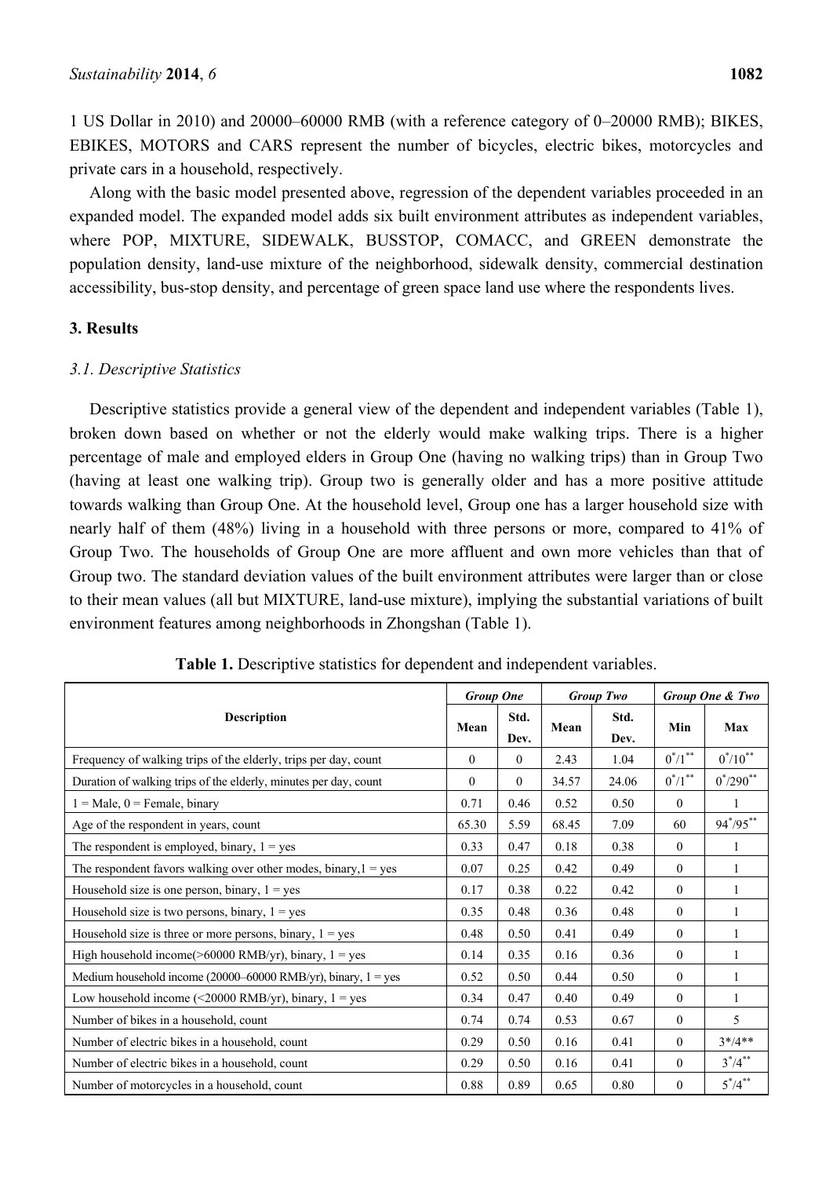1 US Dollar in 2010) and 20000–60000 RMB (with a reference category of 0–20000 RMB); BIKES, EBIKES, MOTORS and CARS represent the number of bicycles, electric bikes, motorcycles and private cars in a household, respectively.

Along with the basic model presented above, regression of the dependent variables proceeded in an expanded model. The expanded model adds six built environment attributes as independent variables, where POP, MIXTURE, SIDEWALK, BUSSTOP, COMACC, and GREEN demonstrate the population density, land-use mixture of the neighborhood, sidewalk density, commercial destination accessibility, bus-stop density, and percentage of green space land use where the respondents lives.

## 3. Results

### 3.1. Descriptive Statistics

Descriptive statistics provide a general view of the dependent and independent variables (Table 1), broken down based on whether or not the elderly would make walking trips. There is a higher percentage of male and employed elders in Group One (having no walking trips) than in Group Two (having at least one walking trip). Group two is generally older and has a more positive attitude towards walking than Group One. At the household level, Group one has a larger household size with nearly half of them (48%) living in a household with three persons or more, compared to 41% of Group Two. The households of Group One are more affluent and own more vehicles than that of Group two. The standard deviation values of the built environment attributes were larger than or close to their mean values (all but MIXTURE, land-use mixture), implying the substantial variations of built environment features among neighborhoods in Zhongshan (Table 1).

**Table 1.** Descriptive statistics for dependent and independent variables.

| Description | *Group One* | | *Group Two* | | *Group One & Two* | |
|---|---|---|---|---|---|---|
| | Mean | Std. Dev. | Mean | Std. Dev. | Min | Max |
| Frequency of walking trips of the elderly, trips per day, count | 0 | 0 | 2.43 | 1.04 | 0*/1** | 0*/10** |
| Duration of walking trips of the elderly, minutes per day, count | 0 | 0 | 34.57 | 24.06 | 0*/1** | 0*/290** |
| 1 = Male, 0 = Female, binary | 0.71 | 0.46 | 0.52 | 0.50 | 0 | 1 |
| Age of the respondent in years, count | 65.30 | 5.59 | 68.45 | 7.09 | 60 | 94*/95** |
| The respondent is employed, binary, 1 = yes | 0.33 | 0.47 | 0.18 | 0.38 | 0 | 1 |
| The respondent favors walking over other modes, binary,1 = yes | 0.07 | 0.25 | 0.42 | 0.49 | 0 | 1 |
| Household size is one person, binary, 1 = yes | 0.17 | 0.38 | 0.22 | 0.42 | 0 | 1 |
| Household size is two persons, binary, 1 = yes | 0.35 | 0.48 | 0.36 | 0.48 | 0 | 1 |
| Household size is three or more persons, binary, 1 = yes | 0.48 | 0.50 | 0.41 | 0.49 | 0 | 1 |
| High household income(>60000 RMB/yr), binary, 1 = yes | 0.14 | 0.35 | 0.16 | 0.36 | 0 | 1 |
| Medium household income (20000–60000 RMB/yr), binary, 1 = yes | 0.52 | 0.50 | 0.44 | 0.50 | 0 | 1 |
| Low household income (<20000 RMB/yr), binary, 1 = yes | 0.34 | 0.47 | 0.40 | 0.49 | 0 | 1 |
| Number of bikes in a household, count | 0.74 | 0.74 | 0.53 | 0.67 | 0 | 5 |
| Number of electric bikes in a household, count | 0.29 | 0.50 | 0.16 | 0.41 | 0 | 3*/4** |
| Number of electric bikes in a household, count | 0.29 | 0.50 | 0.16 | 0.41 | 0 | 3*/4** |
| Number of motorcycles in a household, count | 0.88 | 0.89 | 0.65 | 0.80 | 0 | 5*/4** |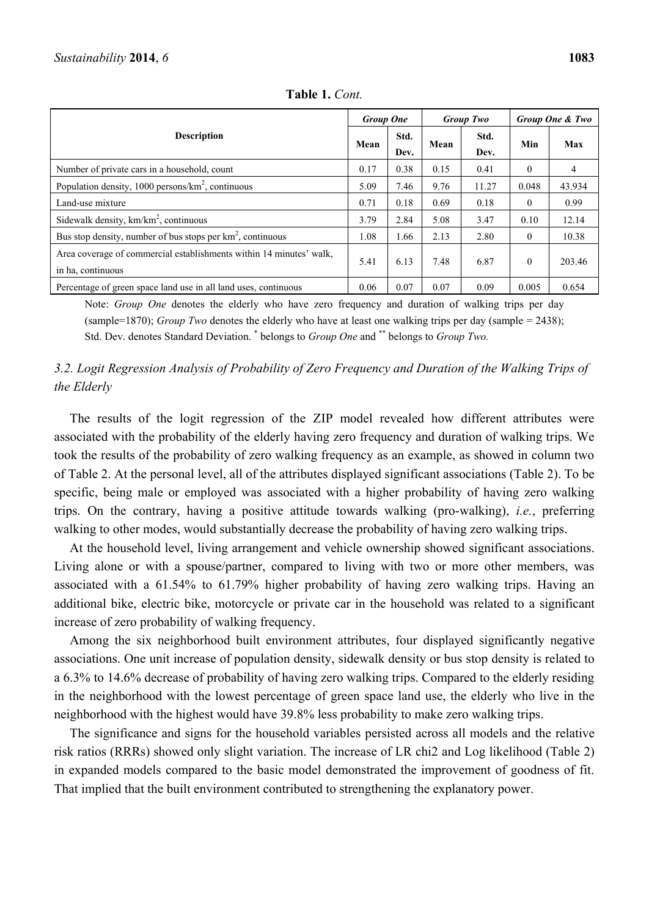**Table 1.** *Cont.*

| Description | *Group One* | | *Group Two* | | *Group One & Two* | |
|---|---|---|---|---|---|---|
| | Mean | Std. Dev. | Mean | Std. Dev. | Min | Max |
| Number of private cars in a household, count | 0.17 | 0.38 | 0.15 | 0.41 | 0 | 4 |
| Population density, 1000 persons/km$^2$, continuous | 5.09 | 7.46 | 9.76 | 11.27 | 0.048 | 43.934 |
| Land-use mixture | 0.71 | 0.18 | 0.69 | 0.18 | 0 | 0.99 |
| Sidewalk density, km/km$^2$, continuous | 3.79 | 2.84 | 5.08 | 3.47 | 0.10 | 12.14 |
| Bus stop density, number of bus stops per km$^2$, continuous | 1.08 | 1.66 | 2.13 | 2.80 | 0 | 10.38 |
| Area coverage of commercial establishments within 14 minutes' walk, in ha, continuous | 5.41 | 6.13 | 7.48 | 6.87 | 0 | 203.46 |
| Percentage of green space land use in all land uses, continuous | 0.06 | 0.07 | 0.07 | 0.09 | 0.005 | 0.654 |

Note: *Group One* denotes the elderly who have zero frequency and duration of walking trips per day (sample=1870); *Group Two* denotes the elderly who have at least one walking trips per day (sample = 2438); Std. Dev. denotes Standard Deviation. * belongs to *Group One* and ** belongs to *Group Two.*

### 3.2. Logit Regression Analysis of Probability of Zero Frequency and Duration of the Walking Trips of the Elderly

The results of the logit regression of the ZIP model revealed how different attributes were associated with the probability of the elderly having zero frequency and duration of walking trips. We took the results of the probability of zero walking frequency as an example, as showed in column two of Table 2. At the personal level, all of the attributes displayed significant associations (Table 2). To be specific, being male or employed was associated with a higher probability of having zero walking trips. On the contrary, having a positive attitude towards walking (pro-walking), *i.e.*, preferring walking to other modes, would substantially decrease the probability of having zero walking trips.

At the household level, living arrangement and vehicle ownership showed significant associations. Living alone or with a spouse/partner, compared to living with two or more other members, was associated with a 61.54% to 61.79% higher probability of having zero walking trips. Having an additional bike, electric bike, motorcycle or private car in the household was related to a significant increase of zero probability of walking frequency.

Among the six neighborhood built environment attributes, four displayed significantly negative associations. One unit increase of population density, sidewalk density or bus stop density is related to a 6.3% to 14.6% decrease of probability of having zero walking trips. Compared to the elderly residing in the neighborhood with the lowest percentage of green space land use, the elderly who live in the neighborhood with the highest would have 39.8% less probability to make zero walking trips.

The significance and signs for the household variables persisted across all models and the relative risk ratios (RRRs) showed only slight variation. The increase of LR chi2 and Log likelihood (Table 2) in expanded models compared to the basic model demonstrated the improvement of goodness of fit. That implied that the built environment contributed to strengthening the explanatory power.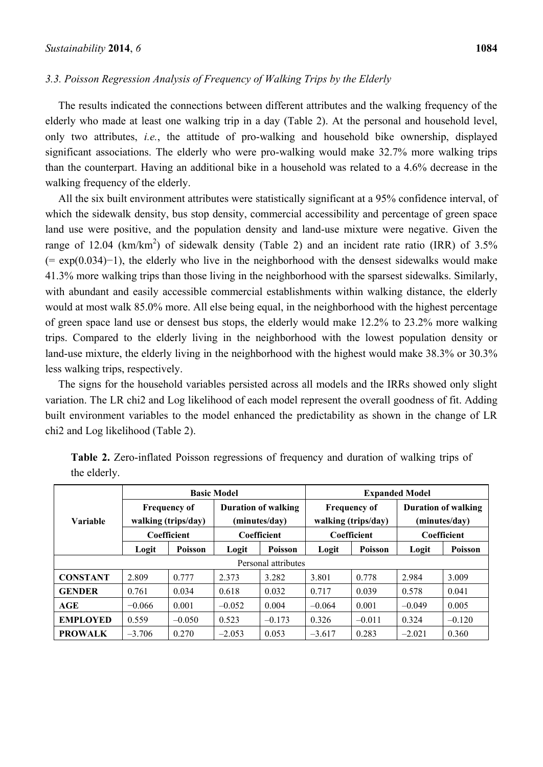### 3.3. Poisson Regression Analysis of Frequency of Walking Trips by the Elderly

The results indicated the connections between different attributes and the walking frequency of the elderly who made at least one walking trip in a day (Table 2). At the personal and household level, only two attributes, *i.e.*, the attitude of pro-walking and household bike ownership, displayed significant associations. The elderly who were pro-walking would make 32.7% more walking trips than the counterpart. Having an additional bike in a household was related to a 4.6% decrease in the walking frequency of the elderly.

All the six built environment attributes were statistically significant at a 95% confidence interval, of which the sidewalk density, bus stop density, commercial accessibility and percentage of green space land use were positive, and the population density and land-use mixture were negative. Given the range of 12.04 ($km/km^2$) of sidewalk density (Table 2) and an incident rate ratio (IRR) of 3.5% (= exp(0.034)−1), the elderly who live in the neighborhood with the densest sidewalks would make 41.3% more walking trips than those living in the neighborhood with the sparsest sidewalks. Similarly, with abundant and easily accessible commercial establishments within walking distance, the elderly would at most walk 85.0% more. All else being equal, in the neighborhood with the highest percentage of green space land use or densest bus stops, the elderly would make 12.2% to 23.2% more walking trips. Compared to the elderly living in the neighborhood with the lowest population density or land-use mixture, the elderly living in the neighborhood with the highest would make 38.3% or 30.3% less walking trips, respectively.

The signs for the household variables persisted across all models and the IRRs showed only slight variation. The LR chi2 and Log likelihood of each model represent the overall goodness of fit. Adding built environment variables to the model enhanced the predictability as shown in the change of LR chi2 and Log likelihood (Table 2).

**Table 2.** Zero-inflated Poisson regressions of frequency and duration of walking trips of the elderly.

| Variable | Basic Model | | | | Expanded Model | | | |
|---|---|---|---|---|---|---|---|---|
| | Frequency of walking (trips/day) | | Duration of walking (minutes/day) | | Frequency of walking (trips/day) | | Duration of walking (minutes/day) | |
| | Coefficient | | Coefficient | | Coefficient | | Coefficient | |
| | Logit | Poisson | Logit | Poisson | Logit | Poisson | Logit | Poisson |
| Personal attributes | | | | | | | | |
| **CONSTANT** | 2.809 | 0.777 | 2.373 | 3.282 | 3.801 | 0.778 | 2.984 | 3.009 |
| **GENDER** | 0.761 | 0.034 | 0.618 | 0.032 | 0.717 | 0.039 | 0.578 | 0.041 |
| **AGE** | −0.066 | 0.001 | −0.052 | 0.004 | −0.064 | 0.001 | −0.049 | 0.005 |
| **EMPLOYED** | 0.559 | −0.050 | 0.523 | −0.173 | 0.326 | −0.011 | 0.324 | −0.120 |
| **PROWALK** | −3.706 | 0.270 | −2.053 | 0.053 | −3.617 | 0.283 | −2.021 | 0.360 |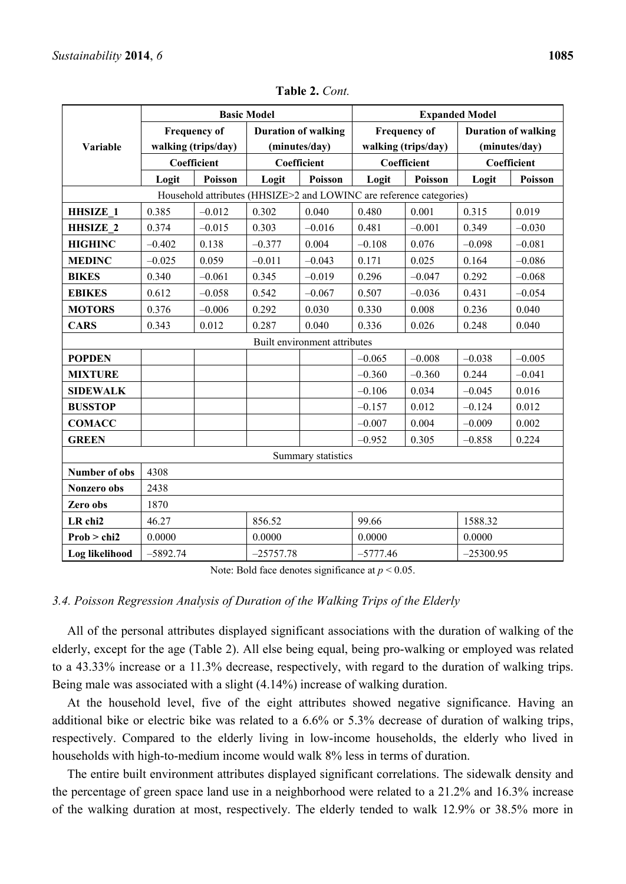**Table 2.** *Cont.*

| Variable | Basic Model | | | | Expanded Model | | | |
|---|---|---|---|---|---|---|---|---|
| | Frequency of walking (trips/day) | | Duration of walking (minutes/day) | | Frequency of walking (trips/day) | | Duration of walking (minutes/day) | |
| | Coefficient | | Coefficient | | Coefficient | | Coefficient | |
| | Logit | Poisson | Logit | Poisson | Logit | Poisson | Logit | Poisson |
| Household attributes (HHSIZE>2 and LOWINC are reference categories) | | | | | | | | |
| **HHSIZE_1** | 0.385 | –0.012 | 0.302 | 0.040 | 0.480 | 0.001 | 0.315 | 0.019 |
| **HHSIZE_2** | 0.374 | –0.015 | 0.303 | –0.016 | 0.481 | –0.001 | 0.349 | –0.030 |
| **HIGHINC** | –0.402 | 0.138 | –0.377 | 0.004 | –0.108 | 0.076 | –0.098 | –0.081 |
| **MEDINC** | –0.025 | 0.059 | –0.011 | –0.043 | 0.171 | 0.025 | 0.164 | –0.086 |
| **BIKES** | 0.340 | –0.061 | 0.345 | –0.019 | 0.296 | –0.047 | 0.292 | –0.068 |
| **EBIKES** | 0.612 | –0.058 | 0.542 | –0.067 | 0.507 | –0.036 | 0.431 | –0.054 |
| **MOTORS** | 0.376 | –0.006 | 0.292 | 0.030 | 0.330 | 0.008 | 0.236 | 0.040 |
| **CARS** | 0.343 | 0.012 | 0.287 | 0.040 | 0.336 | 0.026 | 0.248 | 0.040 |
| Built environment attributes | | | | | | | | |
| **POPDEN** | | | | | –0.065 | –0.008 | –0.038 | –0.005 |
| **MIXTURE** | | | | | –0.360 | –0.360 | 0.244 | –0.041 |
| **SIDEWALK** | | | | | –0.106 | 0.034 | –0.045 | 0.016 |
| **BUSSTOP** | | | | | –0.157 | 0.012 | –0.124 | 0.012 |
| **COMACC** | | | | | –0.007 | 0.004 | –0.009 | 0.002 |
| **GREEN** | | | | | –0.952 | 0.305 | –0.858 | 0.224 |
| Summary statistics | | | | | | | | |
| **Number of obs** | 4308 | | | | | | | |
| **Nonzero obs** | 2438 | | | | | | | |
| **Zero obs** | 1870 | | | | | | | |
| **LR chi2** | 46.27 | | 856.52 | | 99.66 | | 1588.32 | |
| **Prob > chi2** | 0.0000 | | 0.0000 | | 0.0000 | | 0.0000 | |
| **Log likelihood** | –5892.74 | | –25757.78 | | –5777.46 | | –25300.95 | |

Note: Bold face denotes significance at $p < 0.05$.

### *3.4. Poisson Regression Analysis of Duration of the Walking Trips of the Elderly*

All of the personal attributes displayed significant associations with the duration of walking of the elderly, except for the age (Table 2). All else being equal, being pro-walking or employed was related to a 43.33% increase or a 11.3% decrease, respectively, with regard to the duration of walking trips. Being male was associated with a slight (4.14%) increase of walking duration.

At the household level, five of the eight attributes showed negative significance. Having an additional bike or electric bike was related to a 6.6% or 5.3% decrease of duration of walking trips, respectively. Compared to the elderly living in low-income households, the elderly who lived in households with high-to-medium income would walk 8% less in terms of duration.

The entire built environment attributes displayed significant correlations. The sidewalk density and the percentage of green space land use in a neighborhood were related to a 21.2% and 16.3% increase of the walking duration at most, respectively. The elderly tended to walk 12.9% or 38.5% more in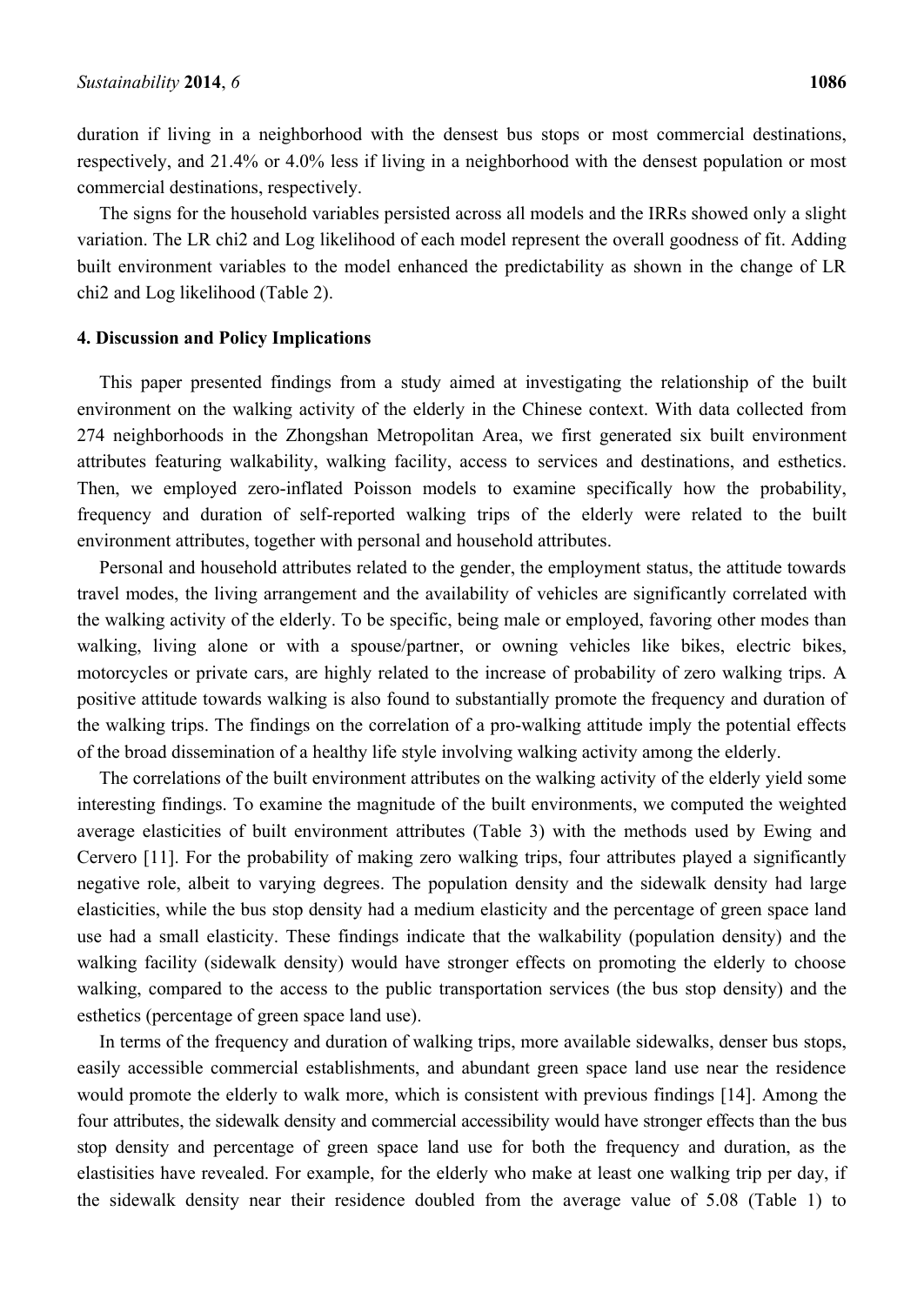duration if living in a neighborhood with the densest bus stops or most commercial destinations, respectively, and 21.4% or 4.0% less if living in a neighborhood with the densest population or most commercial destinations, respectively.

The signs for the household variables persisted across all models and the IRRs showed only a slight variation. The LR chi2 and Log likelihood of each model represent the overall goodness of fit. Adding built environment variables to the model enhanced the predictability as shown in the change of LR chi2 and Log likelihood (Table 2).

## 4. Discussion and Policy Implications

This paper presented findings from a study aimed at investigating the relationship of the built environment on the walking activity of the elderly in the Chinese context. With data collected from 274 neighborhoods in the Zhongshan Metropolitan Area, we first generated six built environment attributes featuring walkability, walking facility, access to services and destinations, and esthetics. Then, we employed zero-inflated Poisson models to examine specifically how the probability, frequency and duration of self-reported walking trips of the elderly were related to the built environment attributes, together with personal and household attributes.

Personal and household attributes related to the gender, the employment status, the attitude towards travel modes, the living arrangement and the availability of vehicles are significantly correlated with the walking activity of the elderly. To be specific, being male or employed, favoring other modes than walking, living alone or with a spouse/partner, or owning vehicles like bikes, electric bikes, motorcycles or private cars, are highly related to the increase of probability of zero walking trips. A positive attitude towards walking is also found to substantially promote the frequency and duration of the walking trips. The findings on the correlation of a pro-walking attitude imply the potential effects of the broad dissemination of a healthy life style involving walking activity among the elderly.

The correlations of the built environment attributes on the walking activity of the elderly yield some interesting findings. To examine the magnitude of the built environments, we computed the weighted average elasticities of built environment attributes (Table 3) with the methods used by Ewing and Cervero [11]. For the probability of making zero walking trips, four attributes played a significantly negative role, albeit to varying degrees. The population density and the sidewalk density had large elasticities, while the bus stop density had a medium elasticity and the percentage of green space land use had a small elasticity. These findings indicate that the walkability (population density) and the walking facility (sidewalk density) would have stronger effects on promoting the elderly to choose walking, compared to the access to the public transportation services (the bus stop density) and the esthetics (percentage of green space land use).

In terms of the frequency and duration of walking trips, more available sidewalks, denser bus stops, easily accessible commercial establishments, and abundant green space land use near the residence would promote the elderly to walk more, which is consistent with previous findings [14]. Among the four attributes, the sidewalk density and commercial accessibility would have stronger effects than the bus stop density and percentage of green space land use for both the frequency and duration, as the elastisities have revealed. For example, for the elderly who make at least one walking trip per day, if the sidewalk density near their residence doubled from the average value of 5.08 (Table 1) to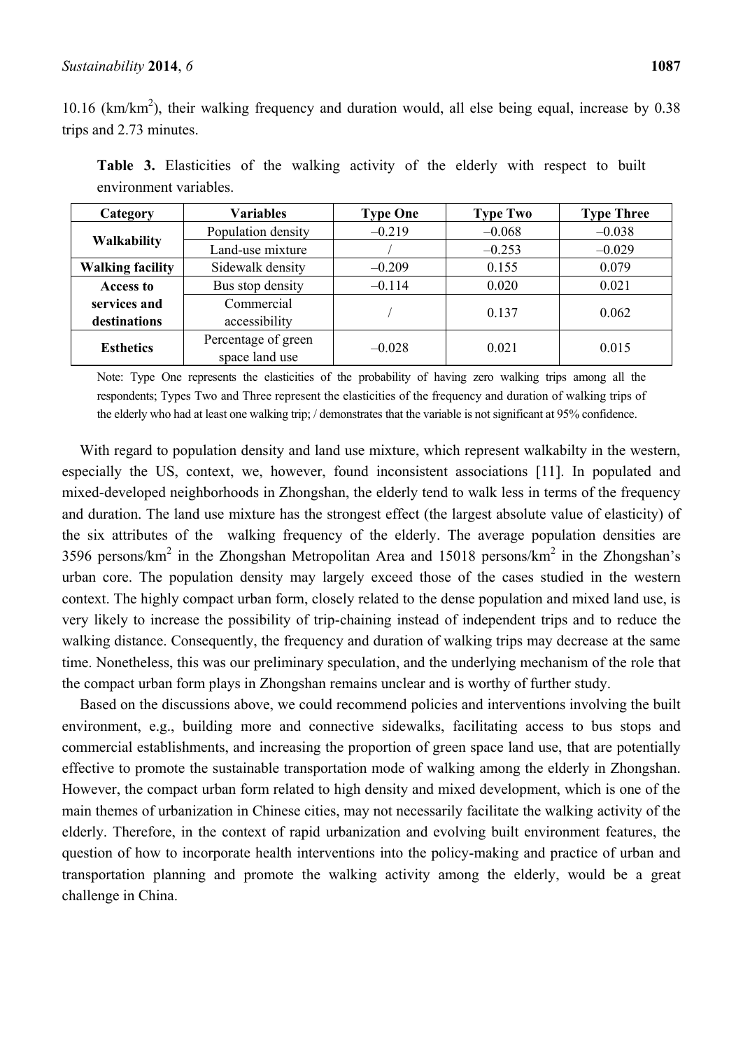10.16 (km/km$^2$), their walking frequency and duration would, all else being equal, increase by 0.38 trips and 2.73 minutes.

**Table 3.** Elasticities of the walking activity of the elderly with respect to built environment variables.

| Category | Variables | Type One | Type Two | Type Three |
|---|---|---|---|---|
| **Walkability** | Population density | –0.219 | –0.068 | –0.038 |
| | Land-use mixture | / | –0.253 | –0.029 |
| **Walking facility** | Sidewalk density | –0.209 | 0.155 | 0.079 |
| **Access to services and destinations** | Bus stop density | –0.114 | 0.020 | 0.021 |
| | Commercial accessibility | / | 0.137 | 0.062 |
| **Esthetics** | Percentage of green space land use | –0.028 | 0.021 | 0.015 |

Note: Type One represents the elasticities of the probability of having zero walking trips among all the respondents; Types Two and Three represent the elasticities of the frequency and duration of walking trips of the elderly who had at least one walking trip; / demonstrates that the variable is not significant at 95% confidence.

With regard to population density and land use mixture, which represent walkabilty in the western, especially the US, context, we, however, found inconsistent associations [11]. In populated and mixed-developed neighborhoods in Zhongshan, the elderly tend to walk less in terms of the frequency and duration. The land use mixture has the strongest effect (the largest absolute value of elasticity) of the six attributes of the walking frequency of the elderly. The average population densities are 3596 persons/km$^2$ in the Zhongshan Metropolitan Area and 15018 persons/km$^2$ in the Zhongshan's urban core. The population density may largely exceed those of the cases studied in the western context. The highly compact urban form, closely related to the dense population and mixed land use, is very likely to increase the possibility of trip-chaining instead of independent trips and to reduce the walking distance. Consequently, the frequency and duration of walking trips may decrease at the same time. Nonetheless, this was our preliminary speculation, and the underlying mechanism of the role that the compact urban form plays in Zhongshan remains unclear and is worthy of further study.

Based on the discussions above, we could recommend policies and interventions involving the built environment, e.g., building more and connective sidewalks, facilitating access to bus stops and commercial establishments, and increasing the proportion of green space land use, that are potentially effective to promote the sustainable transportation mode of walking among the elderly in Zhongshan. However, the compact urban form related to high density and mixed development, which is one of the main themes of urbanization in Chinese cities, may not necessarily facilitate the walking activity of the elderly. Therefore, in the context of rapid urbanization and evolving built environment features, the question of how to incorporate health interventions into the policy-making and practice of urban and transportation planning and promote the walking activity among the elderly, would be a great challenge in China.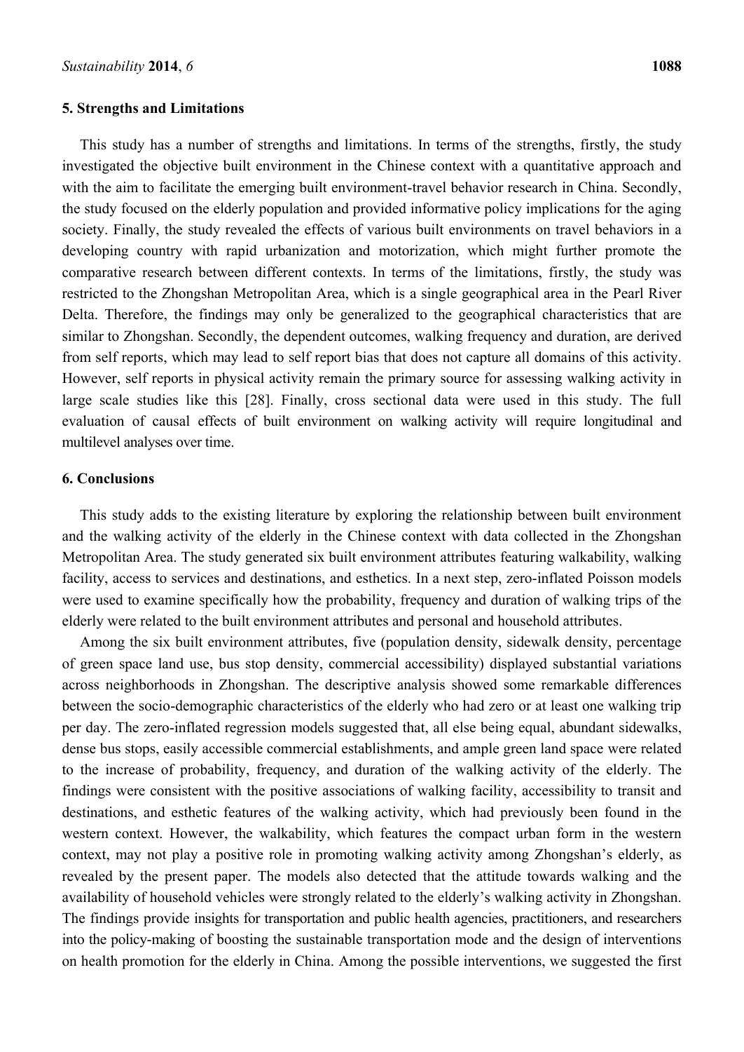## 5. Strengths and Limitations

This study has a number of strengths and limitations. In terms of the strengths, firstly, the study investigated the objective built environment in the Chinese context with a quantitative approach and with the aim to facilitate the emerging built environment-travel behavior research in China. Secondly, the study focused on the elderly population and provided informative policy implications for the aging society. Finally, the study revealed the effects of various built environments on travel behaviors in a developing country with rapid urbanization and motorization, which might further promote the comparative research between different contexts. In terms of the limitations, firstly, the study was restricted to the Zhongshan Metropolitan Area, which is a single geographical area in the Pearl River Delta. Therefore, the findings may only be generalized to the geographical characteristics that are similar to Zhongshan. Secondly, the dependent outcomes, walking frequency and duration, are derived from self reports, which may lead to self report bias that does not capture all domains of this activity. However, self reports in physical activity remain the primary source for assessing walking activity in large scale studies like this [28]. Finally, cross sectional data were used in this study. The full evaluation of causal effects of built environment on walking activity will require longitudinal and multilevel analyses over time.

## 6. Conclusions

This study adds to the existing literature by exploring the relationship between built environment and the walking activity of the elderly in the Chinese context with data collected in the Zhongshan Metropolitan Area. The study generated six built environment attributes featuring walkability, walking facility, access to services and destinations, and esthetics. In a next step, zero-inflated Poisson models were used to examine specifically how the probability, frequency and duration of walking trips of the elderly were related to the built environment attributes and personal and household attributes.

Among the six built environment attributes, five (population density, sidewalk density, percentage of green space land use, bus stop density, commercial accessibility) displayed substantial variations across neighborhoods in Zhongshan. The descriptive analysis showed some remarkable differences between the socio-demographic characteristics of the elderly who had zero or at least one walking trip per day. The zero-inflated regression models suggested that, all else being equal, abundant sidewalks, dense bus stops, easily accessible commercial establishments, and ample green land space were related to the increase of probability, frequency, and duration of the walking activity of the elderly. The findings were consistent with the positive associations of walking facility, accessibility to transit and destinations, and esthetic features of the walking activity, which had previously been found in the western context. However, the walkability, which features the compact urban form in the western context, may not play a positive role in promoting walking activity among Zhongshan's elderly, as revealed by the present paper. The models also detected that the attitude towards walking and the availability of household vehicles were strongly related to the elderly's walking activity in Zhongshan. The findings provide insights for transportation and public health agencies, practitioners, and researchers into the policy-making of boosting the sustainable transportation mode and the design of interventions on health promotion for the elderly in China. Among the possible interventions, we suggested the first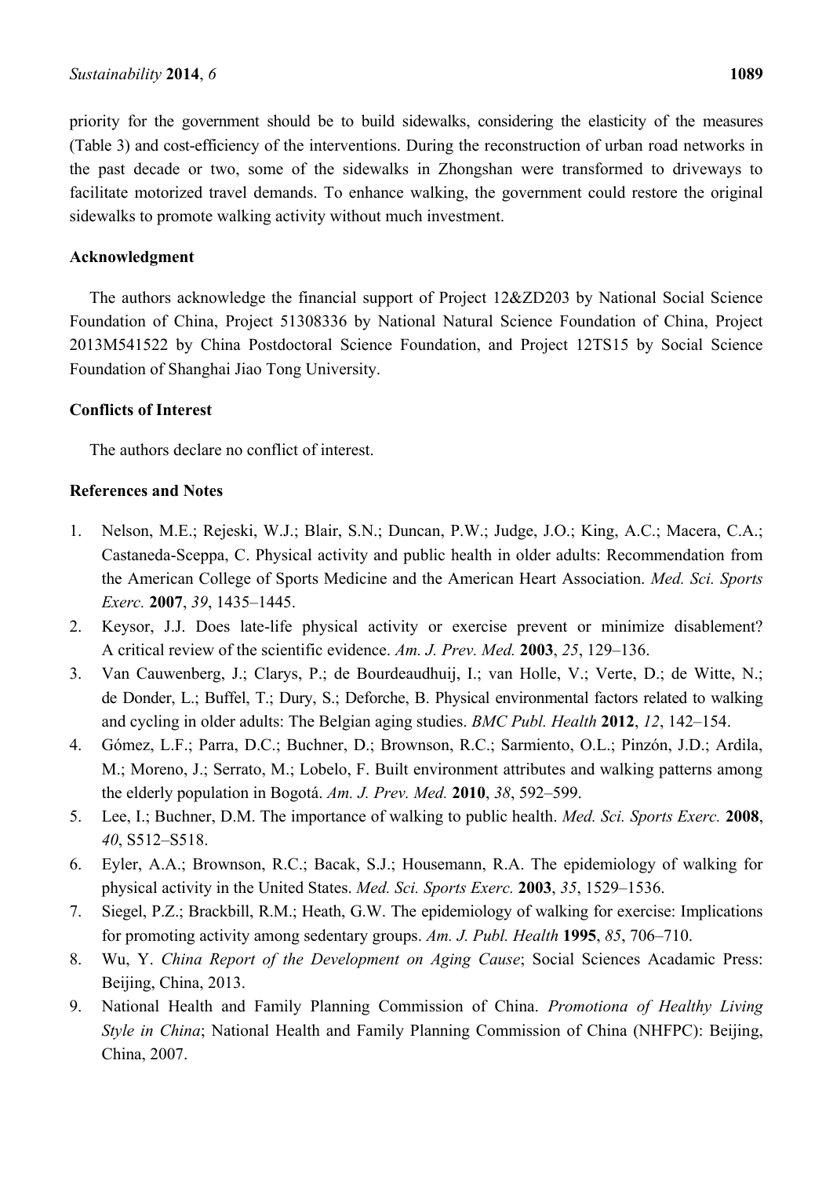priority for the government should be to build sidewalks, considering the elasticity of the measures (Table 3) and cost-efficiency of the interventions. During the reconstruction of urban road networks in the past decade or two, some of the sidewalks in Zhongshan were transformed to driveways to facilitate motorized travel demands. To enhance walking, the government could restore the original sidewalks to promote walking activity without much investment.

## Acknowledgment

The authors acknowledge the financial support of Project 12&ZD203 by National Social Science Foundation of China, Project 51308336 by National Natural Science Foundation of China, Project 2013M541522 by China Postdoctoral Science Foundation, and Project 12TS15 by Social Science Foundation of Shanghai Jiao Tong University.

## Conflicts of Interest

The authors declare no conflict of interest.

## References and Notes

1. Nelson, M.E.; Rejeski, W.J.; Blair, S.N.; Duncan, P.W.; Judge, J.O.; King, A.C.; Macera, C.A.; Castaneda-Sceppa, C. Physical activity and public health in older adults: Recommendation from the American College of Sports Medicine and the American Heart Association. *Med. Sci. Sports Exerc.* **2007**, *39*, 1435–1445.
2. Keysor, J.J. Does late-life physical activity or exercise prevent or minimize disablement? A critical review of the scientific evidence. *Am. J. Prev. Med.* **2003**, *25*, 129–136.
3. Van Cauwenberg, J.; Clarys, P.; de Bourdeaudhuij, I.; van Holle, V.; Verte, D.; de Witte, N.; de Donder, L.; Buffel, T.; Dury, S.; Deforche, B. Physical environmental factors related to walking and cycling in older adults: The Belgian aging studies. *BMC Publ. Health* **2012**, *12*, 142–154.
4. Gómez, L.F.; Parra, D.C.; Buchner, D.; Brownson, R.C.; Sarmiento, O.L.; Pinzón, J.D.; Ardila, M.; Moreno, J.; Serrato, M.; Lobelo, F. Built environment attributes and walking patterns among the elderly population in Bogotá. *Am. J. Prev. Med.* **2010**, *38*, 592–599.
5. Lee, I.; Buchner, D.M. The importance of walking to public health. *Med. Sci. Sports Exerc.* **2008**, *40*, S512–S518.
6. Eyler, A.A.; Brownson, R.C.; Bacak, S.J.; Housemann, R.A. The epidemiology of walking for physical activity in the United States. *Med. Sci. Sports Exerc.* **2003**, *35*, 1529–1536.
7. Siegel, P.Z.; Brackbill, R.M.; Heath, G.W. The epidemiology of walking for exercise: Implications for promoting activity among sedentary groups. *Am. J. Publ. Health* **1995**, *85*, 706–710.
8. Wu, Y. *China Report of the Development on Aging Cause*; Social Sciences Acadamic Press: Beijing, China, 2013.
9. National Health and Family Planning Commission of China. *Promotiona of Healthy Living Style in China*; National Health and Family Planning Commission of China (NHFPC): Beijing, China, 2007.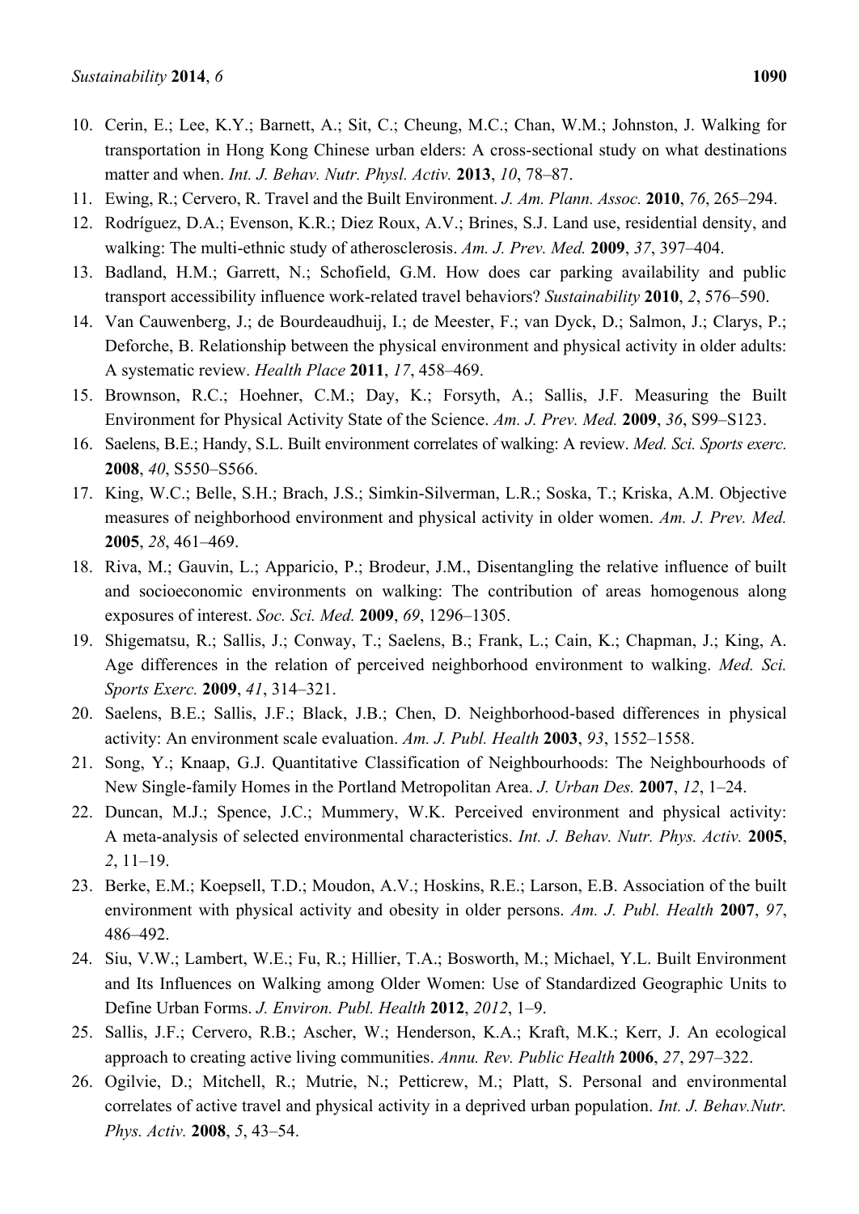10. Cerin, E.; Lee, K.Y.; Barnett, A.; Sit, C.; Cheung, M.C.; Chan, W.M.; Johnston, J. Walking for transportation in Hong Kong Chinese urban elders: A cross-sectional study on what destinations matter and when. *Int. J. Behav. Nutr. Physl. Activ.* **2013**, *10*, 78–87.
11. Ewing, R.; Cervero, R. Travel and the Built Environment. *J. Am. Plann. Assoc.* **2010**, *76*, 265–294.
12. Rodríguez, D.A.; Evenson, K.R.; Diez Roux, A.V.; Brines, S.J. Land use, residential density, and walking: The multi-ethnic study of atherosclerosis. *Am. J. Prev. Med.* **2009**, *37*, 397–404.
13. Badland, H.M.; Garrett, N.; Schofield, G.M. How does car parking availability and public transport accessibility influence work-related travel behaviors? *Sustainability* **2010**, *2*, 576–590.
14. Van Cauwenberg, J.; de Bourdeaudhuij, I.; de Meester, F.; van Dyck, D.; Salmon, J.; Clarys, P.; Deforche, B. Relationship between the physical environment and physical activity in older adults: A systematic review. *Health Place* **2011**, *17*, 458–469.
15. Brownson, R.C.; Hoehner, C.M.; Day, K.; Forsyth, A.; Sallis, J.F. Measuring the Built Environment for Physical Activity State of the Science. *Am. J. Prev. Med.* **2009**, *36*, S99–S123.
16. Saelens, B.E.; Handy, S.L. Built environment correlates of walking: A review. *Med. Sci. Sports exerc.* **2008**, *40*, S550–S566.
17. King, W.C.; Belle, S.H.; Brach, J.S.; Simkin-Silverman, L.R.; Soska, T.; Kriska, A.M. Objective measures of neighborhood environment and physical activity in older women. *Am. J. Prev. Med.* **2005**, *28*, 461–469.
18. Riva, M.; Gauvin, L.; Apparicio, P.; Brodeur, J.M., Disentangling the relative influence of built and socioeconomic environments on walking: The contribution of areas homogenous along exposures of interest. *Soc. Sci. Med.* **2009**, *69*, 1296–1305.
19. Shigematsu, R.; Sallis, J.; Conway, T.; Saelens, B.; Frank, L.; Cain, K.; Chapman, J.; King, A. Age differences in the relation of perceived neighborhood environment to walking. *Med. Sci. Sports Exerc.* **2009**, *41*, 314–321.
20. Saelens, B.E.; Sallis, J.F.; Black, J.B.; Chen, D. Neighborhood-based differences in physical activity: An environment scale evaluation. *Am. J. Publ. Health* **2003**, *93*, 1552–1558.
21. Song, Y.; Knaap, G.J. Quantitative Classification of Neighbourhoods: The Neighbourhoods of New Single-family Homes in the Portland Metropolitan Area. *J. Urban Des.* **2007**, *12*, 1–24.
22. Duncan, M.J.; Spence, J.C.; Mummery, W.K. Perceived environment and physical activity: A meta-analysis of selected environmental characteristics. *Int. J. Behav. Nutr. Phys. Activ.* **2005**, *2*, 11–19.
23. Berke, E.M.; Koepsell, T.D.; Moudon, A.V.; Hoskins, R.E.; Larson, E.B. Association of the built environment with physical activity and obesity in older persons. *Am. J. Publ. Health* **2007**, *97*, 486–492.
24. Siu, V.W.; Lambert, W.E.; Fu, R.; Hillier, T.A.; Bosworth, M.; Michael, Y.L. Built Environment and Its Influences on Walking among Older Women: Use of Standardized Geographic Units to Define Urban Forms. *J. Environ. Publ. Health* **2012**, *2012*, 1–9.
25. Sallis, J.F.; Cervero, R.B.; Ascher, W.; Henderson, K.A.; Kraft, M.K.; Kerr, J. An ecological approach to creating active living communities. *Annu. Rev. Public Health* **2006**, *27*, 297–322.
26. Ogilvie, D.; Mitchell, R.; Mutrie, N.; Petticrew, M.; Platt, S. Personal and environmental correlates of active travel and physical activity in a deprived urban population. *Int. J. Behav.Nutr. Phys. Activ.* **2008**, *5*, 43–54.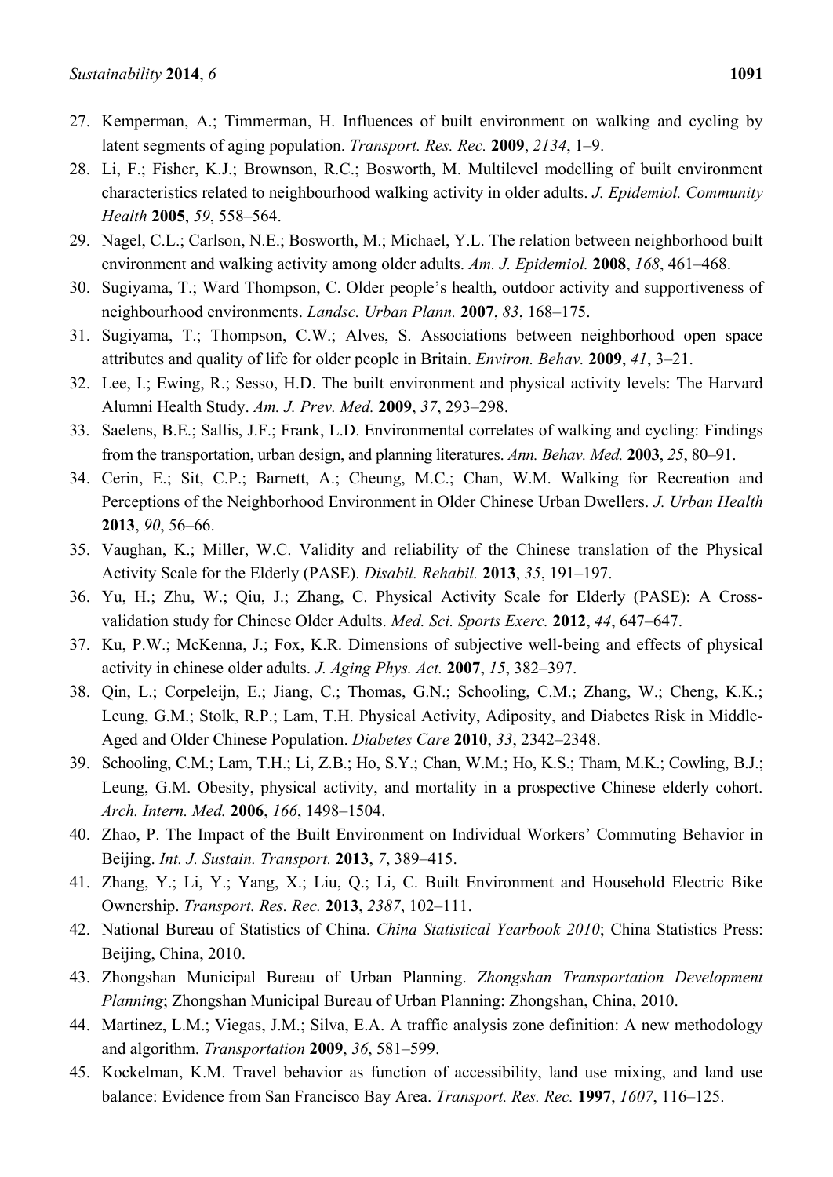27. Kemperman, A.; Timmerman, H. Influences of built environment on walking and cycling by latent segments of aging population. *Transport. Res. Rec.* **2009**, *2134*, 1–9.
28. Li, F.; Fisher, K.J.; Brownson, R.C.; Bosworth, M. Multilevel modelling of built environment characteristics related to neighbourhood walking activity in older adults. *J. Epidemiol. Community Health* **2005**, *59*, 558–564.
29. Nagel, C.L.; Carlson, N.E.; Bosworth, M.; Michael, Y.L. The relation between neighborhood built environment and walking activity among older adults. *Am. J. Epidemiol.* **2008**, *168*, 461–468.
30. Sugiyama, T.; Ward Thompson, C. Older people's health, outdoor activity and supportiveness of neighbourhood environments. *Landsc. Urban Plann.* **2007**, *83*, 168–175.
31. Sugiyama, T.; Thompson, C.W.; Alves, S. Associations between neighborhood open space attributes and quality of life for older people in Britain. *Environ. Behav.* **2009**, *41*, 3–21.
32. Lee, I.; Ewing, R.; Sesso, H.D. The built environment and physical activity levels: The Harvard Alumni Health Study. *Am. J. Prev. Med.* **2009**, *37*, 293–298.
33. Saelens, B.E.; Sallis, J.F.; Frank, L.D. Environmental correlates of walking and cycling: Findings from the transportation, urban design, and planning literatures. *Ann. Behav. Med.* **2003**, *25*, 80–91.
34. Cerin, E.; Sit, C.P.; Barnett, A.; Cheung, M.C.; Chan, W.M. Walking for Recreation and Perceptions of the Neighborhood Environment in Older Chinese Urban Dwellers. *J. Urban Health* **2013**, *90*, 56–66.
35. Vaughan, K.; Miller, W.C. Validity and reliability of the Chinese translation of the Physical Activity Scale for the Elderly (PASE). *Disabil. Rehabil.* **2013**, *35*, 191–197.
36. Yu, H.; Zhu, W.; Qiu, J.; Zhang, C. Physical Activity Scale for Elderly (PASE): A Cross-validation study for Chinese Older Adults. *Med. Sci. Sports Exerc.* **2012**, *44*, 647–647.
37. Ku, P.W.; McKenna, J.; Fox, K.R. Dimensions of subjective well-being and effects of physical activity in chinese older adults. *J. Aging Phys. Act.* **2007**, *15*, 382–397.
38. Qin, L.; Corpeleijn, E.; Jiang, C.; Thomas, G.N.; Schooling, C.M.; Zhang, W.; Cheng, K.K.; Leung, G.M.; Stolk, R.P.; Lam, T.H. Physical Activity, Adiposity, and Diabetes Risk in Middle-Aged and Older Chinese Population. *Diabetes Care* **2010**, *33*, 2342–2348.
39. Schooling, C.M.; Lam, T.H.; Li, Z.B.; Ho, S.Y.; Chan, W.M.; Ho, K.S.; Tham, M.K.; Cowling, B.J.; Leung, G.M. Obesity, physical activity, and mortality in a prospective Chinese elderly cohort. *Arch. Intern. Med.* **2006**, *166*, 1498–1504.
40. Zhao, P. The Impact of the Built Environment on Individual Workers' Commuting Behavior in Beijing. *Int. J. Sustain. Transport.* **2013**, *7*, 389–415.
41. Zhang, Y.; Li, Y.; Yang, X.; Liu, Q.; Li, C. Built Environment and Household Electric Bike Ownership. *Transport. Res. Rec.* **2013**, *2387*, 102–111.
42. National Bureau of Statistics of China. *China Statistical Yearbook 2010*; China Statistics Press: Beijing, China, 2010.
43. Zhongshan Municipal Bureau of Urban Planning. *Zhongshan Transportation Development Planning*; Zhongshan Municipal Bureau of Urban Planning: Zhongshan, China, 2010.
44. Martinez, L.M.; Viegas, J.M.; Silva, E.A. A traffic analysis zone definition: A new methodology and algorithm. *Transportation* **2009**, *36*, 581–599.
45. Kockelman, K.M. Travel behavior as function of accessibility, land use mixing, and land use balance: Evidence from San Francisco Bay Area. *Transport. Res. Rec.* **1997**, *1607*, 116–125.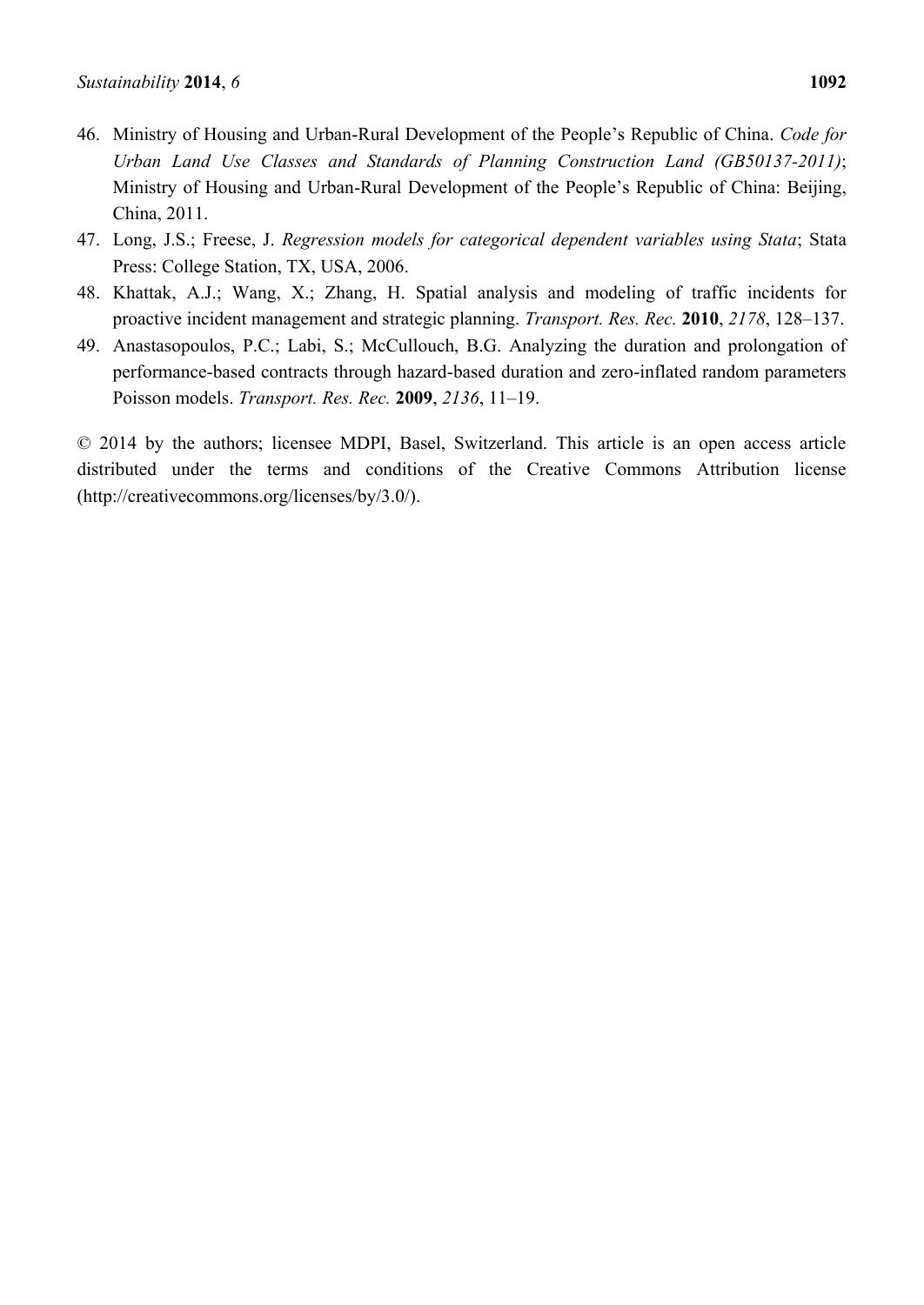46. Ministry of Housing and Urban-Rural Development of the People's Republic of China. *Code for Urban Land Use Classes and Standards of Planning Construction Land (GB50137-2011)*; Ministry of Housing and Urban-Rural Development of the People's Republic of China: Beijing, China, 2011.
47. Long, J.S.; Freese, J. *Regression models for categorical dependent variables using Stata*; Stata Press: College Station, TX, USA, 2006.
48. Khattak, A.J.; Wang, X.; Zhang, H. Spatial analysis and modeling of traffic incidents for proactive incident management and strategic planning. *Transport. Res. Rec.* **2010**, *2178*, 128–137.
49. Anastasopoulos, P.C.; Labi, S.; McCullouch, B.G. Analyzing the duration and prolongation of performance-based contracts through hazard-based duration and zero-inflated random parameters Poisson models. *Transport. Res. Rec.* **2009**, *2136*, 11–19.

© 2014 by the authors; licensee MDPI, Basel, Switzerland. This article is an open access article distributed under the terms and conditions of the Creative Commons Attribution license (http://creativecommons.org/licenses/by/3.0/).